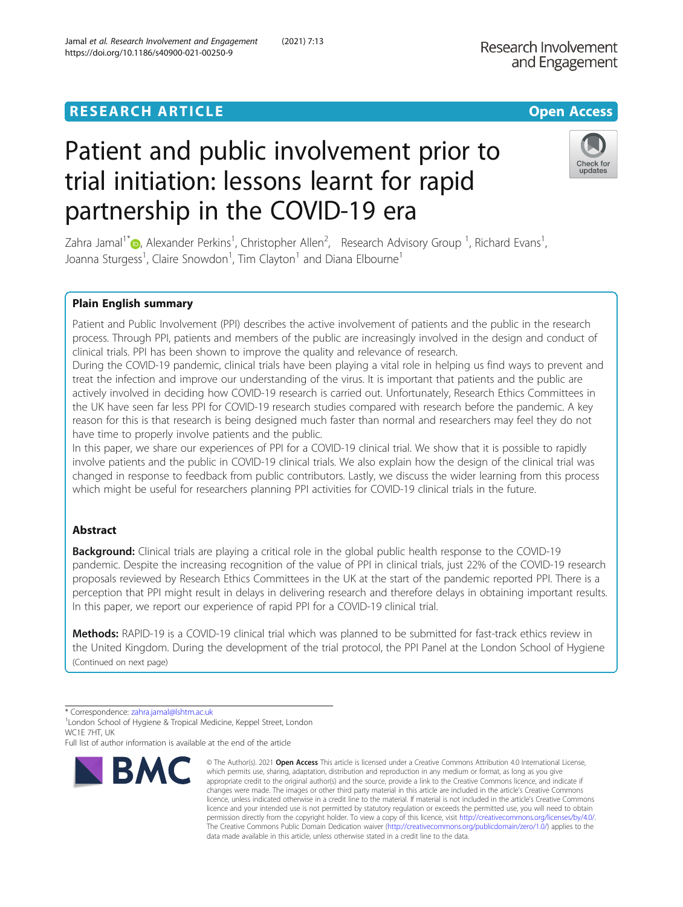RESEARCH ARTICLE

Open Access

# Patient and public involvement prior to trial initiation: lessons learnt for rapid partnership in the COVID-19 era

Zahra Jamal[1*], Alexander Perkins[1], Christopher Allen[2], Research Advisory Group [1], Richard Evans[1], Joanna Sturgess[1], Claire Snowdon[1], Tim Clayton[1] and Diana Elbourne[1]

## Plain English summary

Patient and Public Involvement (PPI) describes the active involvement of patients and the public in the research process. Through PPI, patients and members of the public are increasingly involved in the design and conduct of clinical trials. PPI has been shown to improve the quality and relevance of research.

During the COVID-19 pandemic, clinical trials have been playing a vital role in helping us find ways to prevent and treat the infection and improve our understanding of the virus. It is important that patients and the public are actively involved in deciding how COVID-19 research is carried out. Unfortunately, Research Ethics Committees in the UK have seen far less PPI for COVID-19 research studies compared with research before the pandemic. A key reason for this is that research is being designed much faster than normal and researchers may feel they do not have time to properly involve patients and the public.

In this paper, we share our experiences of PPI for a COVID-19 clinical trial. We show that it is possible to rapidly involve patients and the public in COVID-19 clinical trials. We also explain how the design of the clinical trial was changed in response to feedback from public contributors. Lastly, we discuss the wider learning from this process which might be useful for researchers planning PPI activities for COVID-19 clinical trials in the future.

## Abstract

**Background:** Clinical trials are playing a critical role in the global public health response to the COVID-19 pandemic. Despite the increasing recognition of the value of PPI in clinical trials, just 22% of the COVID-19 research proposals reviewed by Research Ethics Committees in the UK at the start of the pandemic reported PPI. There is a perception that PPI might result in delays in delivering research and therefore delays in obtaining important results. In this paper, we report our experience of rapid PPI for a COVID-19 clinical trial.

**Methods:** RAPID-19 is a COVID-19 clinical trial which was planned to be submitted for fast-track ethics review in the United Kingdom. During the development of the trial protocol, the PPI Panel at the London School of Hygiene

(Continued on next page)

\* Correspondence: zahra.jamal@lshtm.ac.uk

[1]London School of Hygiene & Tropical Medicine, Keppel Street, London WC1E 7HT, UK

Full list of author information is available at the end of the article

© The Author(s). 2021 **Open Access** This article is licensed under a Creative Commons Attribution 4.0 International License, which permits use, sharing, adaptation, distribution and reproduction in any medium or format, as long as you give appropriate credit to the original author(s) and the source, provide a link to the Creative Commons licence, and indicate if changes were made. The images or other third party material in this article are included in the article's Creative Commons licence, unless indicated otherwise in a credit line to the material. If material is not included in the article's Creative Commons licence and your intended use is not permitted by statutory regulation or exceeds the permitted use, you will need to obtain permission directly from the copyright holder. To view a copy of this licence, visit http://creativecommons.org/licenses/by/4.0/. The Creative Commons Public Domain Dedication waiver (http://creativecommons.org/publicdomain/zero/1.0/) applies to the data made available in this article, unless otherwise stated in a credit line to the data.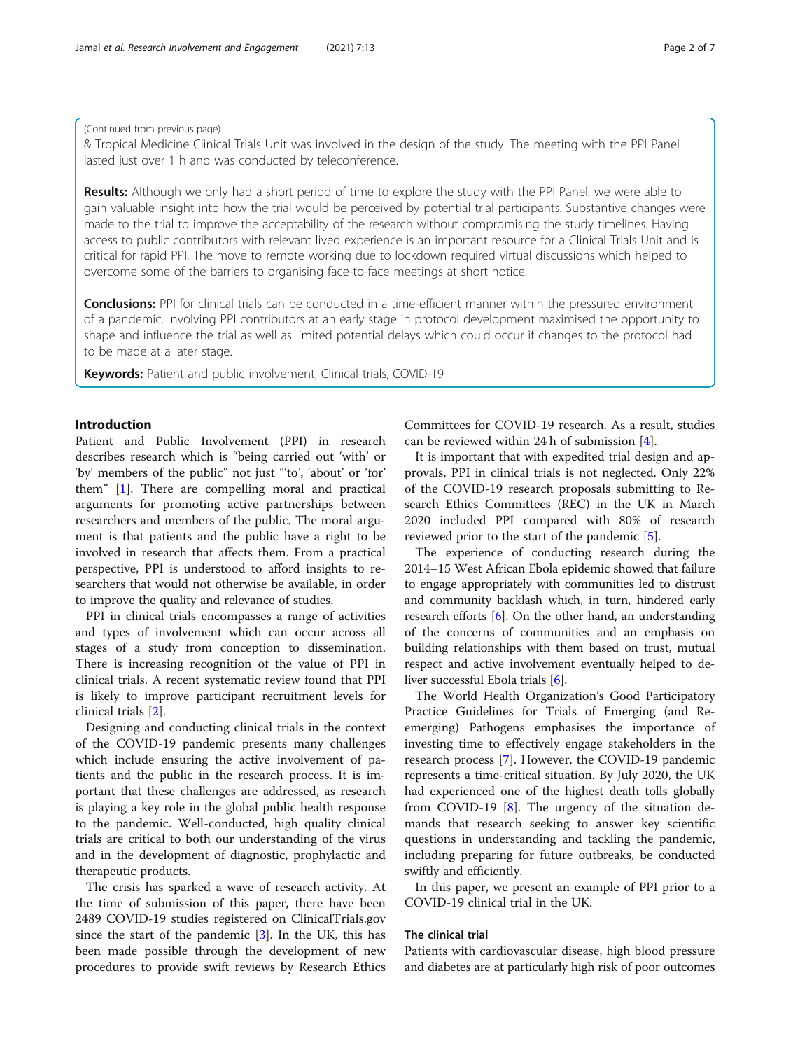(Continued from previous page)

& Tropical Medicine Clinical Trials Unit was involved in the design of the study. The meeting with the PPI Panel lasted just over 1 h and was conducted by teleconference.

**Results:** Although we only had a short period of time to explore the study with the PPI Panel, we were able to gain valuable insight into how the trial would be perceived by potential trial participants. Substantive changes were made to the trial to improve the acceptability of the research without compromising the study timelines. Having access to public contributors with relevant lived experience is an important resource for a Clinical Trials Unit and is critical for rapid PPI. The move to remote working due to lockdown required virtual discussions which helped to overcome some of the barriers to organising face-to-face meetings at short notice.

**Conclusions:** PPI for clinical trials can be conducted in a time-efficient manner within the pressured environment of a pandemic. Involving PPI contributors at an early stage in protocol development maximised the opportunity to shape and influence the trial as well as limited potential delays which could occur if changes to the protocol had to be made at a later stage.

**Keywords:** Patient and public involvement, Clinical trials, COVID-19

## Introduction

Patient and Public Involvement (PPI) in research describes research which is "being carried out 'with' or 'by' members of the public" not just "'to', 'about' or 'for' them" [1]. There are compelling moral and practical arguments for promoting active partnerships between researchers and members of the public. The moral argument is that patients and the public have a right to be involved in research that affects them. From a practical perspective, PPI is understood to afford insights to researchers that would not otherwise be available, in order to improve the quality and relevance of studies.

PPI in clinical trials encompasses a range of activities and types of involvement which can occur across all stages of a study from conception to dissemination. There is increasing recognition of the value of PPI in clinical trials. A recent systematic review found that PPI is likely to improve participant recruitment levels for clinical trials [2].

Designing and conducting clinical trials in the context of the COVID-19 pandemic presents many challenges which include ensuring the active involvement of patients and the public in the research process. It is important that these challenges are addressed, as research is playing a key role in the global public health response to the pandemic. Well-conducted, high quality clinical trials are critical to both our understanding of the virus and in the development of diagnostic, prophylactic and therapeutic products.

The crisis has sparked a wave of research activity. At the time of submission of this paper, there have been 2489 COVID-19 studies registered on ClinicalTrials.gov since the start of the pandemic [3]. In the UK, this has been made possible through the development of new procedures to provide swift reviews by Research Ethics Committees for COVID-19 research. As a result, studies can be reviewed within 24 h of submission [4].

It is important that with expedited trial design and approvals, PPI in clinical trials is not neglected. Only 22% of the COVID-19 research proposals submitting to Research Ethics Committees (REC) in the UK in March 2020 included PPI compared with 80% of research reviewed prior to the start of the pandemic [5].

The experience of conducting research during the 2014–15 West African Ebola epidemic showed that failure to engage appropriately with communities led to distrust and community backlash which, in turn, hindered early research efforts [6]. On the other hand, an understanding of the concerns of communities and an emphasis on building relationships with them based on trust, mutual respect and active involvement eventually helped to deliver successful Ebola trials [6].

The World Health Organization's Good Participatory Practice Guidelines for Trials of Emerging (and Re-emerging) Pathogens emphasises the importance of investing time to effectively engage stakeholders in the research process [7]. However, the COVID-19 pandemic represents a time-critical situation. By July 2020, the UK had experienced one of the highest death tolls globally from COVID-19 [8]. The urgency of the situation demands that research seeking to answer key scientific questions in understanding and tackling the pandemic, including preparing for future outbreaks, be conducted swiftly and efficiently.

In this paper, we present an example of PPI prior to a COVID-19 clinical trial in the UK.

### The clinical trial

Patients with cardiovascular disease, high blood pressure and diabetes are at particularly high risk of poor outcomes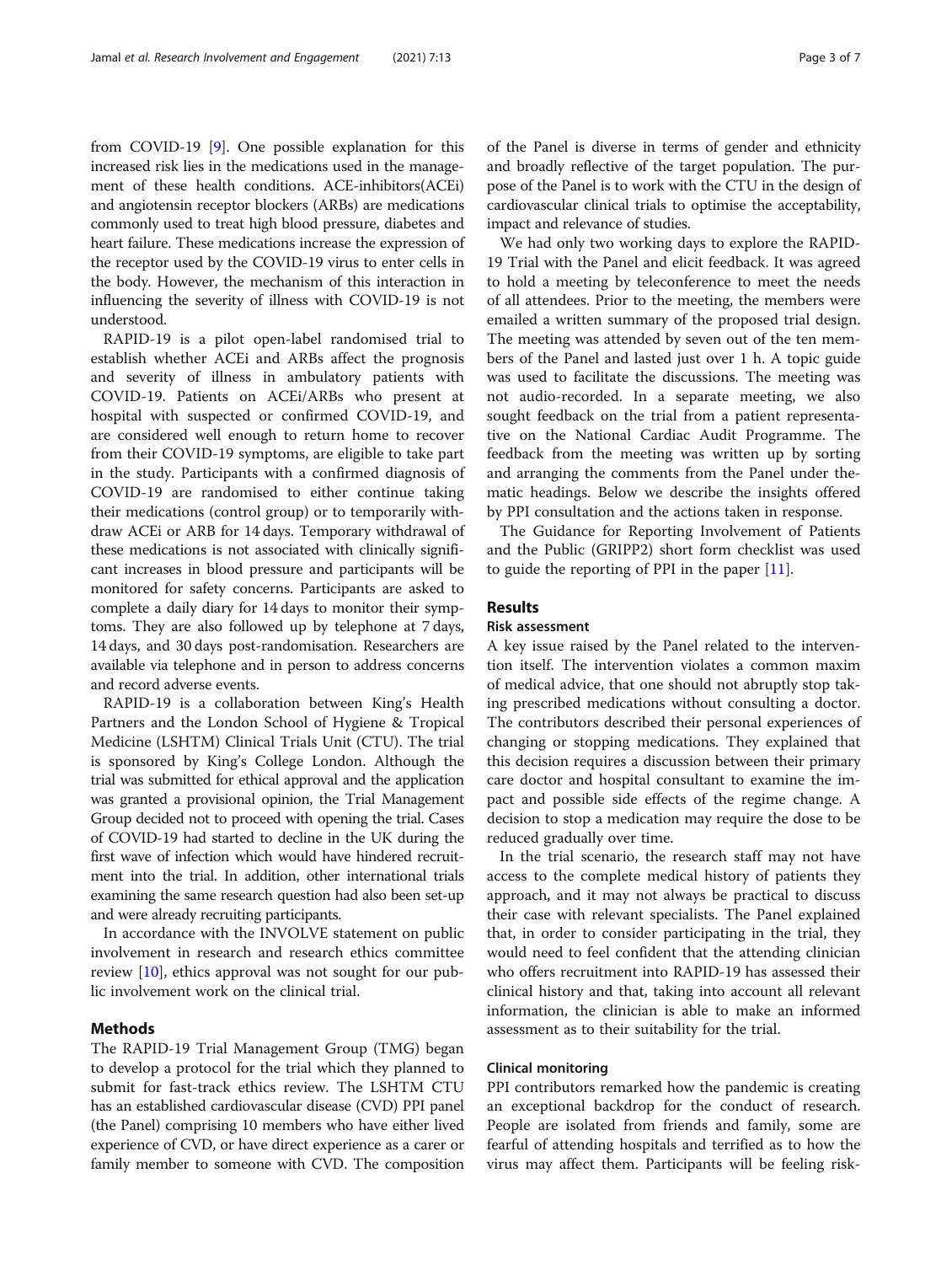from COVID-19 [9]. One possible explanation for this increased risk lies in the medications used in the management of these health conditions. ACE-inhibitors(ACEi) and angiotensin receptor blockers (ARBs) are medications commonly used to treat high blood pressure, diabetes and heart failure. These medications increase the expression of the receptor used by the COVID-19 virus to enter cells in the body. However, the mechanism of this interaction in influencing the severity of illness with COVID-19 is not understood.

RAPID-19 is a pilot open-label randomised trial to establish whether ACEi and ARBs affect the prognosis and severity of illness in ambulatory patients with COVID-19. Patients on ACEi/ARBs who present at hospital with suspected or confirmed COVID-19, and are considered well enough to return home to recover from their COVID-19 symptoms, are eligible to take part in the study. Participants with a confirmed diagnosis of COVID-19 are randomised to either continue taking their medications (control group) or to temporarily withdraw ACEi or ARB for 14 days. Temporary withdrawal of these medications is not associated with clinically significant increases in blood pressure and participants will be monitored for safety concerns. Participants are asked to complete a daily diary for 14 days to monitor their symptoms. They are also followed up by telephone at 7 days, 14 days, and 30 days post-randomisation. Researchers are available via telephone and in person to address concerns and record adverse events.

RAPID-19 is a collaboration between King's Health Partners and the London School of Hygiene & Tropical Medicine (LSHTM) Clinical Trials Unit (CTU). The trial is sponsored by King's College London. Although the trial was submitted for ethical approval and the application was granted a provisional opinion, the Trial Management Group decided not to proceed with opening the trial. Cases of COVID-19 had started to decline in the UK during the first wave of infection which would have hindered recruitment into the trial. In addition, other international trials examining the same research question had also been set-up and were already recruiting participants.

In accordance with the INVOLVE statement on public involvement in research and research ethics committee review [10], ethics approval was not sought for our public involvement work on the clinical trial.

## Methods

The RAPID-19 Trial Management Group (TMG) began to develop a protocol for the trial which they planned to submit for fast-track ethics review. The LSHTM CTU has an established cardiovascular disease (CVD) PPI panel (the Panel) comprising 10 members who have either lived experience of CVD, or have direct experience as a carer or family member to someone with CVD. The composition of the Panel is diverse in terms of gender and ethnicity and broadly reflective of the target population. The purpose of the Panel is to work with the CTU in the design of cardiovascular clinical trials to optimise the acceptability, impact and relevance of studies.

We had only two working days to explore the RAPID-19 Trial with the Panel and elicit feedback. It was agreed to hold a meeting by teleconference to meet the needs of all attendees. Prior to the meeting, the members were emailed a written summary of the proposed trial design. The meeting was attended by seven out of the ten members of the Panel and lasted just over 1 h. A topic guide was used to facilitate the discussions. The meeting was not audio-recorded. In a separate meeting, we also sought feedback on the trial from a patient representative on the National Cardiac Audit Programme. The feedback from the meeting was written up by sorting and arranging the comments from the Panel under thematic headings. Below we describe the insights offered by PPI consultation and the actions taken in response.

The Guidance for Reporting Involvement of Patients and the Public (GRIPP2) short form checklist was used to guide the reporting of PPI in the paper [11].

## Results

### Risk assessment

A key issue raised by the Panel related to the intervention itself. The intervention violates a common maxim of medical advice, that one should not abruptly stop taking prescribed medications without consulting a doctor. The contributors described their personal experiences of changing or stopping medications. They explained that this decision requires a discussion between their primary care doctor and hospital consultant to examine the impact and possible side effects of the regime change. A decision to stop a medication may require the dose to be reduced gradually over time.

In the trial scenario, the research staff may not have access to the complete medical history of patients they approach, and it may not always be practical to discuss their case with relevant specialists. The Panel explained that, in order to consider participating in the trial, they would need to feel confident that the attending clinician who offers recruitment into RAPID-19 has assessed their clinical history and that, taking into account all relevant information, the clinician is able to make an informed assessment as to their suitability for the trial.

### Clinical monitoring

PPI contributors remarked how the pandemic is creating an exceptional backdrop for the conduct of research. People are isolated from friends and family, some are fearful of attending hospitals and terrified as to how the virus may affect them. Participants will be feeling risk-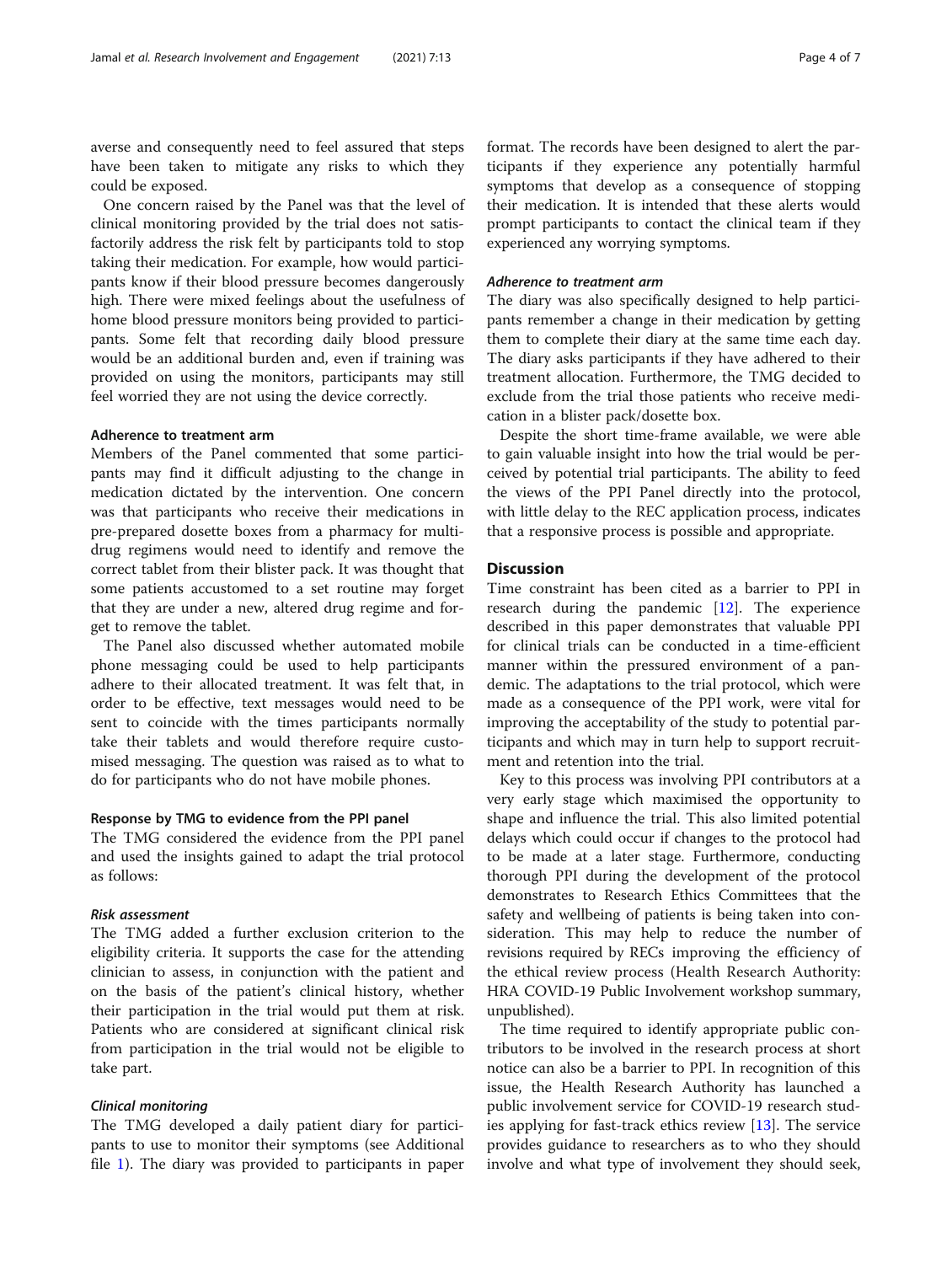averse and consequently need to feel assured that steps have been taken to mitigate any risks to which they could be exposed.

One concern raised by the Panel was that the level of clinical monitoring provided by the trial does not satisfactorily address the risk felt by participants told to stop taking their medication. For example, how would participants know if their blood pressure becomes dangerously high. There were mixed feelings about the usefulness of home blood pressure monitors being provided to participants. Some felt that recording daily blood pressure would be an additional burden and, even if training was provided on using the monitors, participants may still feel worried they are not using the device correctly.

### Adherence to treatment arm

Members of the Panel commented that some participants may find it difficult adjusting to the change in medication dictated by the intervention. One concern was that participants who receive their medications in pre-prepared dosette boxes from a pharmacy for multi-drug regimens would need to identify and remove the correct tablet from their blister pack. It was thought that some patients accustomed to a set routine may forget that they are under a new, altered drug regime and forget to remove the tablet.

The Panel also discussed whether automated mobile phone messaging could be used to help participants adhere to their allocated treatment. It was felt that, in order to be effective, text messages would need to be sent to coincide with the times participants normally take their tablets and would therefore require customised messaging. The question was raised as to what to do for participants who do not have mobile phones.

### Response by TMG to evidence from the PPI panel

The TMG considered the evidence from the PPI panel and used the insights gained to adapt the trial protocol as follows:

#### *Risk assessment*

The TMG added a further exclusion criterion to the eligibility criteria. It supports the case for the attending clinician to assess, in conjunction with the patient and on the basis of the patient's clinical history, whether their participation in the trial would put them at risk. Patients who are considered at significant clinical risk from participation in the trial would not be eligible to take part.

#### *Clinical monitoring*

The TMG developed a daily patient diary for participants to use to monitor their symptoms (see Additional file 1). The diary was provided to participants in paper format. The records have been designed to alert the participants if they experience any potentially harmful symptoms that develop as a consequence of stopping their medication. It is intended that these alerts would prompt participants to contact the clinical team if they experienced any worrying symptoms.

#### *Adherence to treatment arm*

The diary was also specifically designed to help participants remember a change in their medication by getting them to complete their diary at the same time each day. The diary asks participants if they have adhered to their treatment allocation. Furthermore, the TMG decided to exclude from the trial those patients who receive medication in a blister pack/dosette box.

Despite the short time-frame available, we were able to gain valuable insight into how the trial would be perceived by potential trial participants. The ability to feed the views of the PPI Panel directly into the protocol, with little delay to the REC application process, indicates that a responsive process is possible and appropriate.

## Discussion

Time constraint has been cited as a barrier to PPI in research during the pandemic [12]. The experience described in this paper demonstrates that valuable PPI for clinical trials can be conducted in a time-efficient manner within the pressured environment of a pandemic. The adaptations to the trial protocol, which were made as a consequence of the PPI work, were vital for improving the acceptability of the study to potential participants and which may in turn help to support recruitment and retention into the trial.

Key to this process was involving PPI contributors at a very early stage which maximised the opportunity to shape and influence the trial. This also limited potential delays which could occur if changes to the protocol had to be made at a later stage. Furthermore, conducting thorough PPI during the development of the protocol demonstrates to Research Ethics Committees that the safety and wellbeing of patients is being taken into consideration. This may help to reduce the number of revisions required by RECs improving the efficiency of the ethical review process (Health Research Authority: HRA COVID-19 Public Involvement workshop summary, unpublished).

The time required to identify appropriate public contributors to be involved in the research process at short notice can also be a barrier to PPI. In recognition of this issue, the Health Research Authority has launched a public involvement service for COVID-19 research studies applying for fast-track ethics review [13]. The service provides guidance to researchers as to who they should involve and what type of involvement they should seek,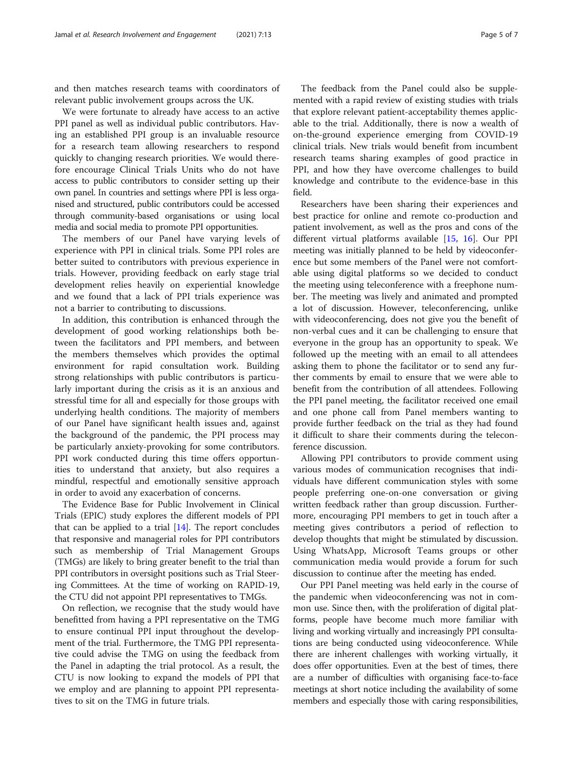and then matches research teams with coordinators of relevant public involvement groups across the UK.

We were fortunate to already have access to an active PPI panel as well as individual public contributors. Having an established PPI group is an invaluable resource for a research team allowing researchers to respond quickly to changing research priorities. We would therefore encourage Clinical Trials Units who do not have access to public contributors to consider setting up their own panel. In countries and settings where PPI is less organised and structured, public contributors could be accessed through community-based organisations or using local media and social media to promote PPI opportunities.

The members of our Panel have varying levels of experience with PPI in clinical trials. Some PPI roles are better suited to contributors with previous experience in trials. However, providing feedback on early stage trial development relies heavily on experiential knowledge and we found that a lack of PPI trials experience was not a barrier to contributing to discussions.

In addition, this contribution is enhanced through the development of good working relationships both between the facilitators and PPI members, and between the members themselves which provides the optimal environment for rapid consultation work. Building strong relationships with public contributors is particularly important during the crisis as it is an anxious and stressful time for all and especially for those groups with underlying health conditions. The majority of members of our Panel have significant health issues and, against the background of the pandemic, the PPI process may be particularly anxiety-provoking for some contributors. PPI work conducted during this time offers opportunities to understand that anxiety, but also requires a mindful, respectful and emotionally sensitive approach in order to avoid any exacerbation of concerns.

The Evidence Base for Public Involvement in Clinical Trials (EPIC) study explores the different models of PPI that can be applied to a trial [14]. The report concludes that responsive and managerial roles for PPI contributors such as membership of Trial Management Groups (TMGs) are likely to bring greater benefit to the trial than PPI contributors in oversight positions such as Trial Steering Committees. At the time of working on RAPID-19, the CTU did not appoint PPI representatives to TMGs.

On reflection, we recognise that the study would have benefitted from having a PPI representative on the TMG to ensure continual PPI input throughout the development of the trial. Furthermore, the TMG PPI representative could advise the TMG on using the feedback from the Panel in adapting the trial protocol. As a result, the CTU is now looking to expand the models of PPI that we employ and are planning to appoint PPI representatives to sit on the TMG in future trials.

The feedback from the Panel could also be supplemented with a rapid review of existing studies with trials that explore relevant patient-acceptability themes applicable to the trial. Additionally, there is now a wealth of on-the-ground experience emerging from COVID-19 clinical trials. New trials would benefit from incumbent research teams sharing examples of good practice in PPI, and how they have overcome challenges to build knowledge and contribute to the evidence-base in this field.

Researchers have been sharing their experiences and best practice for online and remote co-production and patient involvement, as well as the pros and cons of the different virtual platforms available [15, 16]. Our PPI meeting was initially planned to be held by videoconference but some members of the Panel were not comfortable using digital platforms so we decided to conduct the meeting using teleconference with a freephone number. The meeting was lively and animated and prompted a lot of discussion. However, teleconferencing, unlike with videoconferencing, does not give you the benefit of non-verbal cues and it can be challenging to ensure that everyone in the group has an opportunity to speak. We followed up the meeting with an email to all attendees asking them to phone the facilitator or to send any further comments by email to ensure that we were able to benefit from the contribution of all attendees. Following the PPI panel meeting, the facilitator received one email and one phone call from Panel members wanting to provide further feedback on the trial as they had found it difficult to share their comments during the teleconference discussion.

Allowing PPI contributors to provide comment using various modes of communication recognises that individuals have different communication styles with some people preferring one-on-one conversation or giving written feedback rather than group discussion. Furthermore, encouraging PPI members to get in touch after a meeting gives contributors a period of reflection to develop thoughts that might be stimulated by discussion. Using WhatsApp, Microsoft Teams groups or other communication media would provide a forum for such discussion to continue after the meeting has ended.

Our PPI Panel meeting was held early in the course of the pandemic when videoconferencing was not in common use. Since then, with the proliferation of digital platforms, people have become much more familiar with living and working virtually and increasingly PPI consultations are being conducted using videoconference. While there are inherent challenges with working virtually, it does offer opportunities. Even at the best of times, there are a number of difficulties with organising face-to-face meetings at short notice including the availability of some members and especially those with caring responsibilities,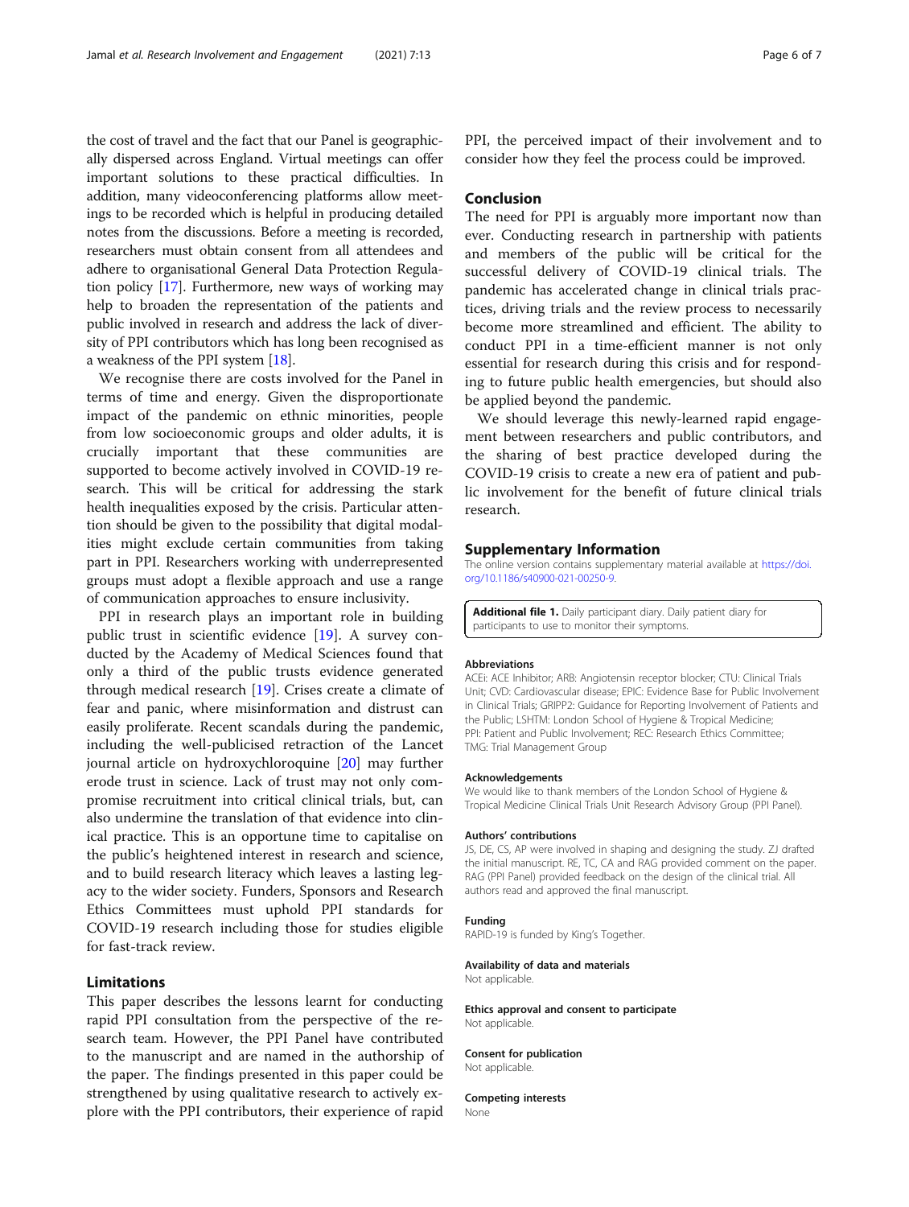the cost of travel and the fact that our Panel is geographically dispersed across England. Virtual meetings can offer important solutions to these practical difficulties. In addition, many videoconferencing platforms allow meetings to be recorded which is helpful in producing detailed notes from the discussions. Before a meeting is recorded, researchers must obtain consent from all attendees and adhere to organisational General Data Protection Regulation policy [17]. Furthermore, new ways of working may help to broaden the representation of the patients and public involved in research and address the lack of diversity of PPI contributors which has long been recognised as a weakness of the PPI system [18].

We recognise there are costs involved for the Panel in terms of time and energy. Given the disproportionate impact of the pandemic on ethnic minorities, people from low socioeconomic groups and older adults, it is crucially important that these communities are supported to become actively involved in COVID-19 research. This will be critical for addressing the stark health inequalities exposed by the crisis. Particular attention should be given to the possibility that digital modalities might exclude certain communities from taking part in PPI. Researchers working with underrepresented groups must adopt a flexible approach and use a range of communication approaches to ensure inclusivity.

PPI in research plays an important role in building public trust in scientific evidence [19]. A survey conducted by the Academy of Medical Sciences found that only a third of the public trusts evidence generated through medical research [19]. Crises create a climate of fear and panic, where misinformation and distrust can easily proliferate. Recent scandals during the pandemic, including the well-publicised retraction of the Lancet journal article on hydroxychloroquine [20] may further erode trust in science. Lack of trust may not only compromise recruitment into critical clinical trials, but, can also undermine the translation of that evidence into clinical practice. This is an opportune time to capitalise on the public's heightened interest in research and science, and to build research literacy which leaves a lasting legacy to the wider society. Funders, Sponsors and Research Ethics Committees must uphold PPI standards for COVID-19 research including those for studies eligible for fast-track review.

## Limitations

This paper describes the lessons learnt for conducting rapid PPI consultation from the perspective of the research team. However, the PPI Panel have contributed to the manuscript and are named in the authorship of the paper. The findings presented in this paper could be strengthened by using qualitative research to actively explore with the PPI contributors, their experience of rapid PPI, the perceived impact of their involvement and to consider how they feel the process could be improved.

## Conclusion

The need for PPI is arguably more important now than ever. Conducting research in partnership with patients and members of the public will be critical for the successful delivery of COVID-19 clinical trials. The pandemic has accelerated change in clinical trials practices, driving trials and the review process to necessarily become more streamlined and efficient. The ability to conduct PPI in a time-efficient manner is not only essential for research during this crisis and for responding to future public health emergencies, but should also be applied beyond the pandemic.

We should leverage this newly-learned rapid engagement between researchers and public contributors, and the sharing of best practice developed during the COVID-19 crisis to create a new era of patient and public involvement for the benefit of future clinical trials research.

## Supplementary Information

The online version contains supplementary material available at https://doi.org/10.1186/s40900-021-00250-9.

**Additional file 1.** Daily participant diary. Daily patient diary for participants to use to monitor their symptoms.

#### Abbreviations

ACEi: ACE Inhibitor; ARB: Angiotensin receptor blocker; CTU: Clinical Trials Unit; CVD: Cardiovascular disease; EPIC: Evidence Base for Public Involvement in Clinical Trials; GRIPP2: Guidance for Reporting Involvement of Patients and the Public; LSHTM: London School of Hygiene & Tropical Medicine; PPI: Patient and Public Involvement; REC: Research Ethics Committee; TMG: Trial Management Group

#### Acknowledgements

We would like to thank members of the London School of Hygiene & Tropical Medicine Clinical Trials Unit Research Advisory Group (PPI Panel).

#### Authors' contributions

JS, DE, CS, AP were involved in shaping and designing the study. ZJ drafted the initial manuscript. RE, TC, CA and RAG provided comment on the paper. RAG (PPI Panel) provided feedback on the design of the clinical trial. All authors read and approved the final manuscript.

#### Funding

RAPID-19 is funded by King's Together.

#### Availability of data and materials

Not applicable.

#### Ethics approval and consent to participate

Not applicable.

#### Consent for publication

Not applicable.

#### Competing interests

None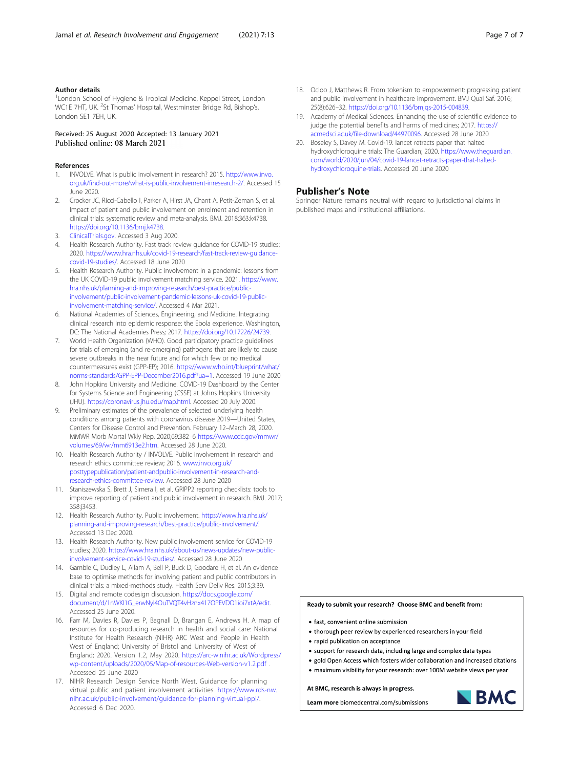### Author details

[1]London School of Hygiene & Tropical Medicine, Keppel Street, London WC1E 7HT, UK. [2]St Thomas' Hospital, Westminster Bridge Rd, Bishop's, London SE1 7EH, UK.

Received: 25 August 2020 Accepted: 13 January 2021
Published online: 08 March 2021

### References

1. INVOLVE. What is public involvement in research? 2015. http://www.invo.org.uk/find-out-more/what-is-public-involvement-inresearch-2/. Accessed 15 June 2020.
2. Crocker JC, Ricci-Cabello I, Parker A, Hirst JA, Chant A, Petit-Zeman S, et al. Impact of patient and public involvement on enrolment and retention in clinical trials: systematic review and meta-analysis. BMJ. 2018;363:k4738. https://doi.org/10.1136/bmj.k4738.
3. ClinicalTrials.gov. Accessed 3 Aug 2020.
4. Health Research Authority. Fast track review guidance for COVID-19 studies; 2020. https://www.hra.nhs.uk/covid-19-research/fast-track-review-guidance-covid-19-studies/. Accessed 18 June 2020
5. Health Research Authority. Public involvement in a pandemic: lessons from the UK COVID-19 public involvement matching service. 2021. https://www.hra.nhs.uk/planning-and-improving-research/best-practice/public-involvement/public-involvement-pandemic-lessons-uk-covid-19-public-involvement-matching-service/. Accessed 4 Mar 2021.
6. National Academies of Sciences, Engineering, and Medicine. Integrating clinical research into epidemic response: the Ebola experience. Washington, DC: The National Academies Press; 2017. https://doi.org/10.17226/24739.
7. World Health Organization (WHO). Good participatory practice guidelines for trials of emerging (and re-emerging) pathogens that are likely to cause severe outbreaks in the near future and for which few or no medical countermeasures exist (GPP-EP); 2016. https://www.who.int/blueprint/what/norms-standards/GPP-EPP-December2016.pdf?ua=1. Accessed 19 June 2020
8. John Hopkins University and Medicine. COVID-19 Dashboard by the Center for Systems Science and Engineering (CSSE) at Johns Hopkins University (JHU). https://coronavirus.jhu.edu/map.html. Accessed 20 July 2020.
9. Preliminary estimates of the prevalence of selected underlying health conditions among patients with coronavirus disease 2019—United States, Centers for Disease Control and Prevention. February 12–March 28, 2020. MMWR Morb Mortal Wkly Rep. 2020;69:382–6 https://www.cdc.gov/mmwr/volumes/69/wr/mm6913e2.htm. Accessed 28 June 2020.
10. Health Research Authority / INVOLVE. Public involvement in research and research ethics committee review; 2016. www.invo.org.uk/posttypepublication/patient-andpublic-involvement-in-research-and-research-ethics-committee-review. Accessed 28 June 2020
11. Staniszewska S, Brett J, Simera I, et al. GRIPP2 reporting checklists: tools to improve reporting of patient and public involvement in research. BMJ. 2017; 358:j3453.
12. Health Research Authority. Public involvement. https://www.hra.nhs.uk/planning-and-improving-research/best-practice/public-involvement/. Accessed 13 Dec 2020.
13. Health Research Authority. New public involvement service for COVID-19 studies; 2020. https://www.hra.nhs.uk/about-us/news-updates/new-public-involvement-service-covid-19-studies/. Accessed 28 June 2020
14. Gamble C, Dudley L, Allam A, Bell P, Buck D, Goodare H, et al. An evidence base to optimise methods for involving patient and public contributors in clinical trials: a mixed-methods study. Health Serv Deliv Res. 2015;3:39.
15. Digital and remote codesign discussion. https://docs.google.com/document/d/1nWKI1G_erwNyl4OuTVQT4vHznx417OPEVDO1ioi7xtA/edit. Accessed 25 June 2020.
16. Farr M, Davies R, Davies P, Bagnall D, Brangan E, Andrews H. A map of resources for co-producing research in health and social care: National Institute for Health Research (NIHR) ARC West and People in Health West of England; University of Bristol and University of West of England; 2020. Version 1.2, May 2020. https://arc-w.nihr.ac.uk/Wordpress/wp-content/uploads/2020/05/Map-of-resources-Web-version-v1.2.pdf . Accessed 25 June 2020
17. NIHR Research Design Service North West. Guidance for planning virtual public and patient involvement activities. https://www.rds-nw.nihr.ac.uk/public-involvement/guidance-for-planning-virtual-ppi/. Accessed 6 Dec 2020.
18. Ocloo J, Matthews R. From tokenism to empowerment: progressing patient and public involvement in healthcare improvement. BMJ Qual Saf. 2016; 25(8):626–32. https://doi.org/10.1136/bmjqs-2015-004839.
19. Academy of Medical Sciences. Enhancing the use of scientific evidence to judge the potential benefits and harms of medicines; 2017. https://acmedsci.ac.uk/file-download/44970096. Accessed 28 June 2020
20. Boseley S, Davey M. Covid-19: lancet retracts paper that halted hydroxychloroquine trials: The Guardian; 2020. https://www.theguardian.com/world/2020/jun/04/covid-19-lancet-retracts-paper-that-halted-hydroxychloroquine-trials. Accessed 20 June 2020

## Publisher's Note

Springer Nature remains neutral with regard to jurisdictional claims in published maps and institutional affiliations.

**Ready to submit your research? Choose BMC and benefit from:**

- fast, convenient online submission
- thorough peer review by experienced researchers in your field
- rapid publication on acceptance
- support for research data, including large and complex data types
- gold Open Access which fosters wider collaboration and increased citations
- maximum visibility for your research: over 100M website views per year

**At BMC, research is always in progress.**

**Learn more** biomedcentral.com/submissions

BMC